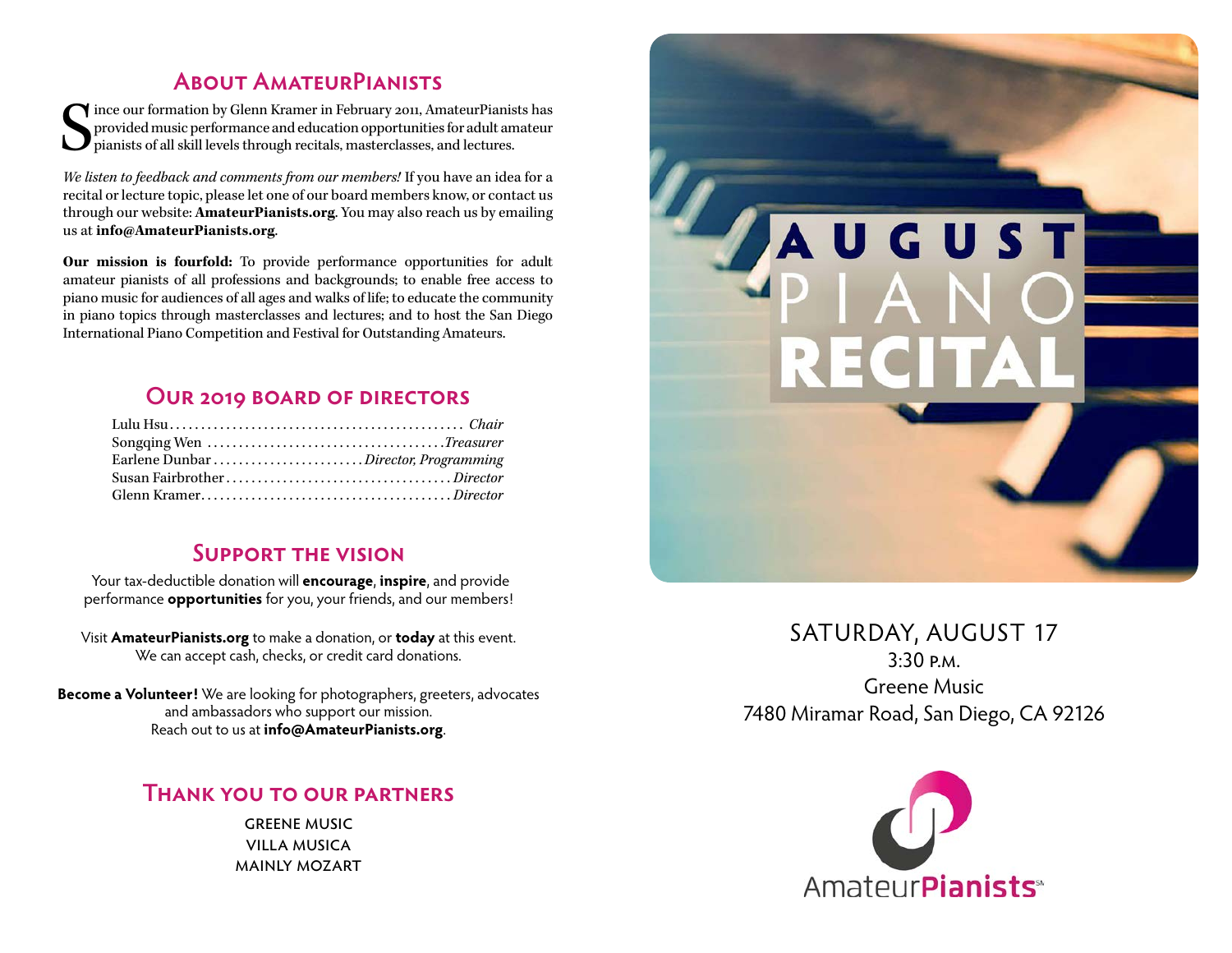## About AmateurPianists

Since our formation by Glenn Kramer in February 2011, AmateurPianists has provided music performance and education opportunities for adult amateur pianists of all skill levels through recitals, masterclasses, and lectures.

*We listen to feedback and comments from our members!* If you have an idea for a recital or lecture topic, please let one of our board members know, or contact us through our website: **AmateurPianists.org**. You may also reach us by emailing us at **info@AmateurPianists.org**.

**Our mission is fourfold:** To provide performance opportunities for adult amateur pianists of all professions and backgrounds; to enable free access to piano music for audiences of all ages and walks of life; to educate the community in piano topics through masterclasses and lectures; and to host the San Diego International Piano Competition and Festival for Outstanding Amateurs.

## Our 2019 Board of Directors

Lulu Hsu ............ *Chair*
Songqing Wen ............ *Treasurer*
Earlene Dunbar ............ *Director, Programming*
Susan Fairbrother ............ *Director*
Glenn Kramer ............ *Director*

## Support the Vision

Your tax-deductible donation will **encourage**, **inspire**, and provide performance **opportunities** for you, your friends, and our members!

Visit **AmateurPianists.org** to make a donation, or **today** at this event. We can accept cash, checks, or credit card donations.

**Become a Volunteer!** We are looking for photographers, greeters, advocates and ambassadors who support our mission. Reach out to us at **info@AmateurPianists.org**.

## Thank You to Our Partners

GREENE MUSIC
VILLA MUSICA
MAINLY MOZART

# AUGUST PIANO RECITAL

SATURDAY, AUGUST 17
3:30 P.M.
Greene Music
7480 Miramar Road, San Diego, CA 92126

AmateurPianists℠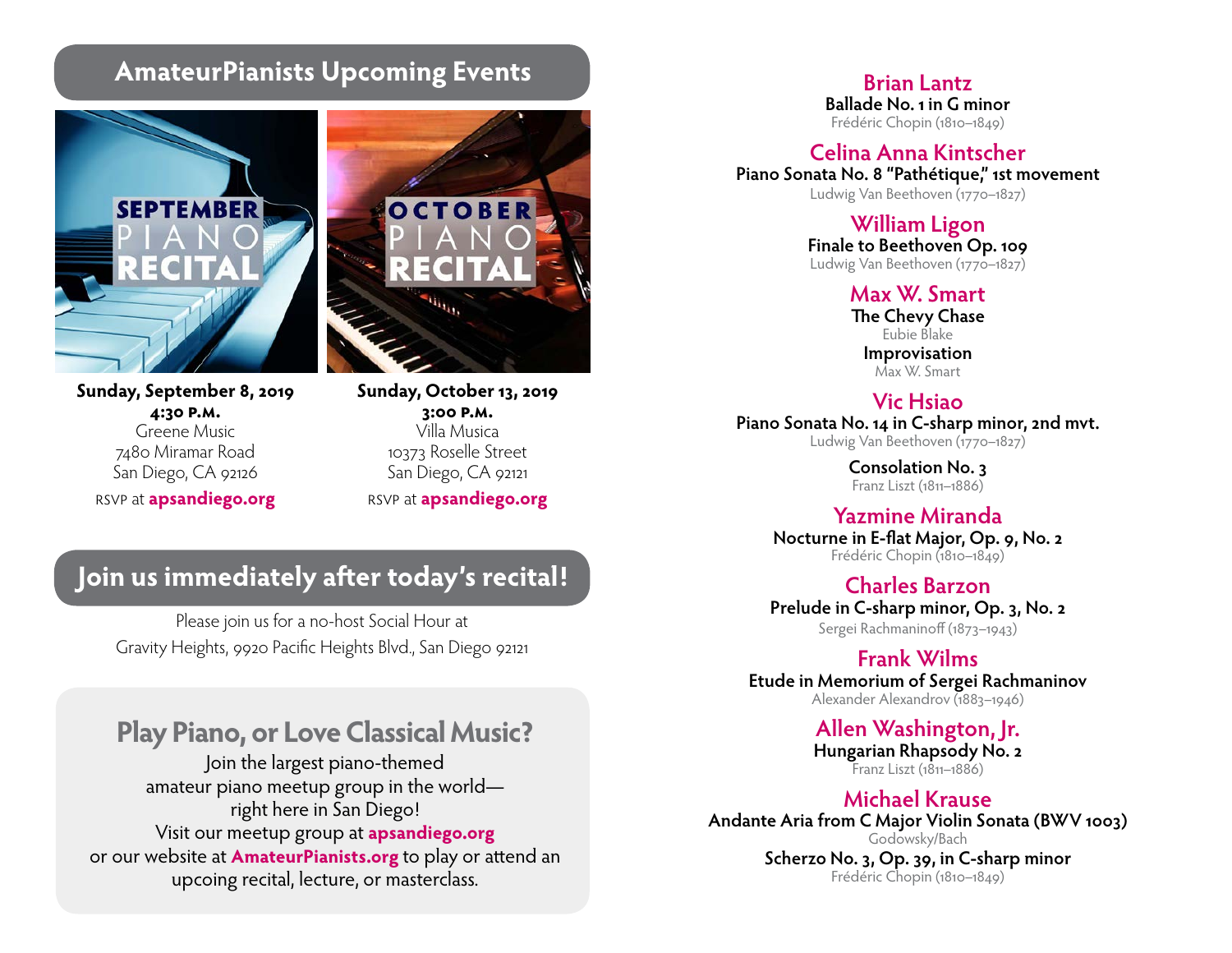## AmateurPianists Upcoming Events

SEPTEMBER PIANO RECITAL

**Sunday, September 8, 2019**
**4:30 P.M.**
Greene Music
7480 Miramar Road
San Diego, CA 92126
RSVP at **apsandiego.org**

OCTOBER PIANO RECITAL

**Sunday, October 13, 2019**
**3:00 P.M.**
Villa Musica
10373 Roselle Street
San Diego, CA 92121
RSVP at **apsandiego.org**

## Join us immediately after today's recital!

Please join us for a no-host Social Hour at
Gravity Heights, 9920 Pacific Heights Blvd., San Diego 92121

## Play Piano, or Love Classical Music?

Join the largest piano-themed amateur piano meetup group in the world—right here in San Diego!
Visit our meetup group at **apsandiego.org**
or our website at **AmateurPianists.org** to play or attend an upcoing recital, lecture, or masterclass.

### Brian Lantz
**Ballade No. 1 in G minor**
Frédéric Chopin (1810–1849)

### Celina Anna Kintscher
**Piano Sonata No. 8 "Pathétique," 1st movement**
Ludwig Van Beethoven (1770–1827)

### William Ligon
**Finale to Beethoven Op. 109**
Ludwig Van Beethoven (1770–1827)

### Max W. Smart
**The Chevy Chase**
Eubie Blake
**Improvisation**
Max W. Smart

### Vic Hsiao
**Piano Sonata No. 14 in C-sharp minor, 2nd mvt.**
Ludwig Van Beethoven (1770–1827)
**Consolation No. 3**
Franz Liszt (1811–1886)

### Yazmine Miranda
**Nocturne in E-flat Major, Op. 9, No. 2**
Frédéric Chopin (1810–1849)

### Charles Barzon
**Prelude in C-sharp minor, Op. 3, No. 2**
Sergei Rachmaninoff (1873–1943)

### Frank Wilms
**Etude in Memorium of Sergei Rachmaninov**
Alexander Alexandrov (1883–1946)

### Allen Washington, Jr.
**Hungarian Rhapsody No. 2**
Franz Liszt (1811–1886)

### Michael Krause
**Andante Aria from C Major Violin Sonata (BWV 1003)**
Godowsky/Bach
**Scherzo No. 3, Op. 39, in C-sharp minor**
Frédéric Chopin (1810–1849)